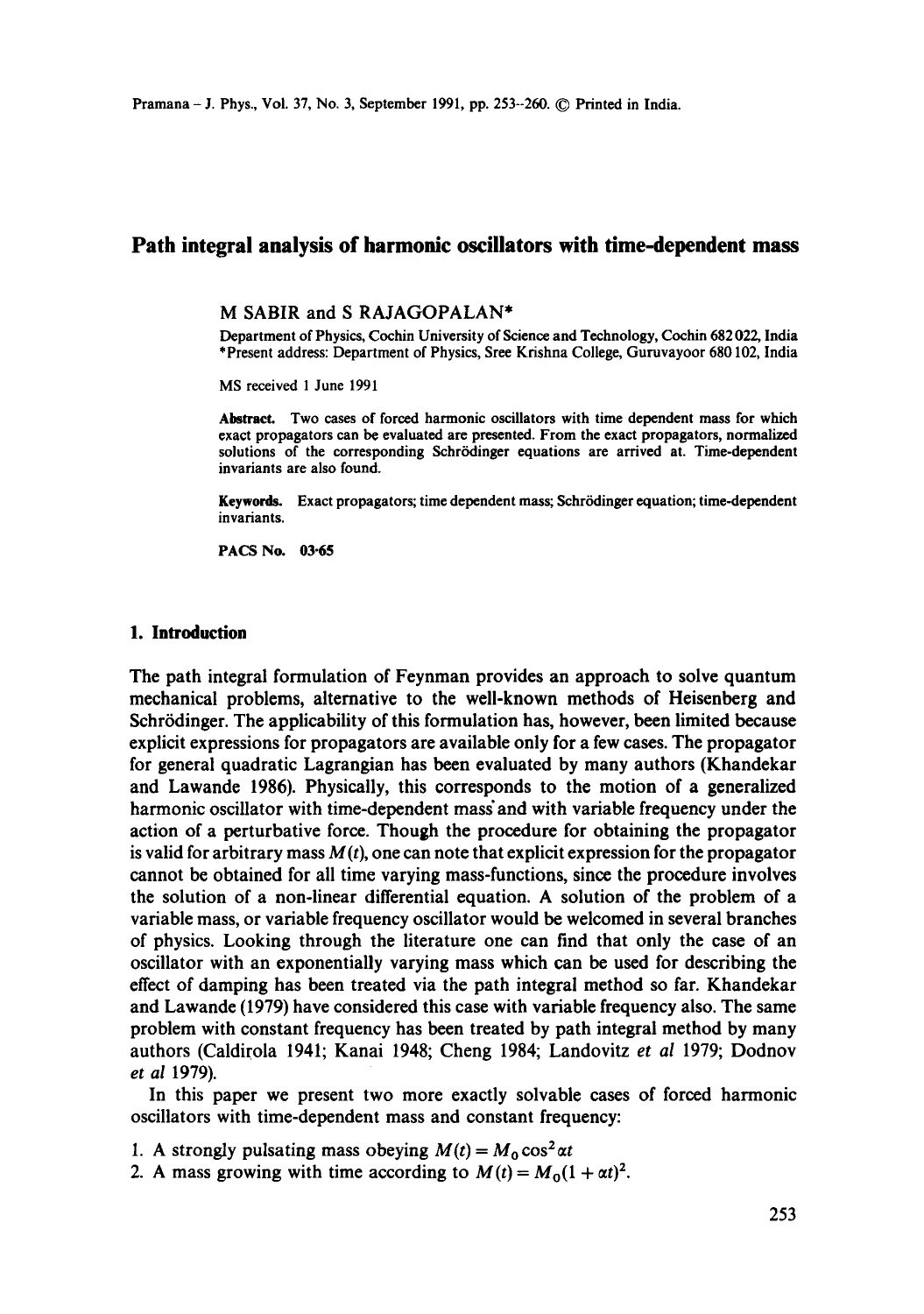# Path integral analysis of harmonic oscillators with time-dependent mass

M SABIR and S RAJAGOPALAN*

Department of Physics, Cochin University of Science and Technology, Cochin 682 022, India
*Present address: Department of Physics, Sree Krishna College, Guruvayoor 680 102, India

MS received 1 June 1991

**Abstract.** Two cases of forced harmonic oscillators with time dependent mass for which exact propagators can be evaluated are presented. From the exact propagators, normalized solutions of the corresponding Schrödinger equations are arrived at. Time-dependent invariants are also found.

**Keywords.** Exact propagators; time dependent mass; Schrödinger equation; time-dependent invariants.

**PACS No. 03·65**

## 1. Introduction

The path integral formulation of Feynman provides an approach to solve quantum mechanical problems, alternative to the well-known methods of Heisenberg and Schrödinger. The applicability of this formulation has, however, been limited because explicit expressions for propagators are available only for a few cases. The propagator for general quadratic Lagrangian has been evaluated by many authors (Khandekar and Lawande 1986). Physically, this corresponds to the motion of a generalized harmonic oscillator with time-dependent mass and with variable frequency under the action of a perturbative force. Though the procedure for obtaining the propagator is valid for arbitrary mass $M(t)$, one can note that explicit expression for the propagator cannot be obtained for all time varying mass-functions, since the procedure involves the solution of a non-linear differential equation. A solution of the problem of a variable mass, or variable frequency oscillator would be welcomed in several branches of physics. Looking through the literature one can find that only the case of an oscillator with an exponentially varying mass which can be used for describing the effect of damping has been treated via the path integral method so far. Khandekar and Lawande (1979) have considered this case with variable frequency also. The same problem with constant frequency has been treated by path integral method by many authors (Caldirola 1941; Kanai 1948; Cheng 1984; Landovitz *et al* 1979; Dodnov *et al* 1979).

In this paper we present two more exactly solvable cases of forced harmonic oscillators with time-dependent mass and constant frequency:

1. A strongly pulsating mass obeying $M(t) = M_0 \cos^2 \alpha t$
2. A mass growing with time according to $M(t) = M_0(1 + \alpha t)^2$.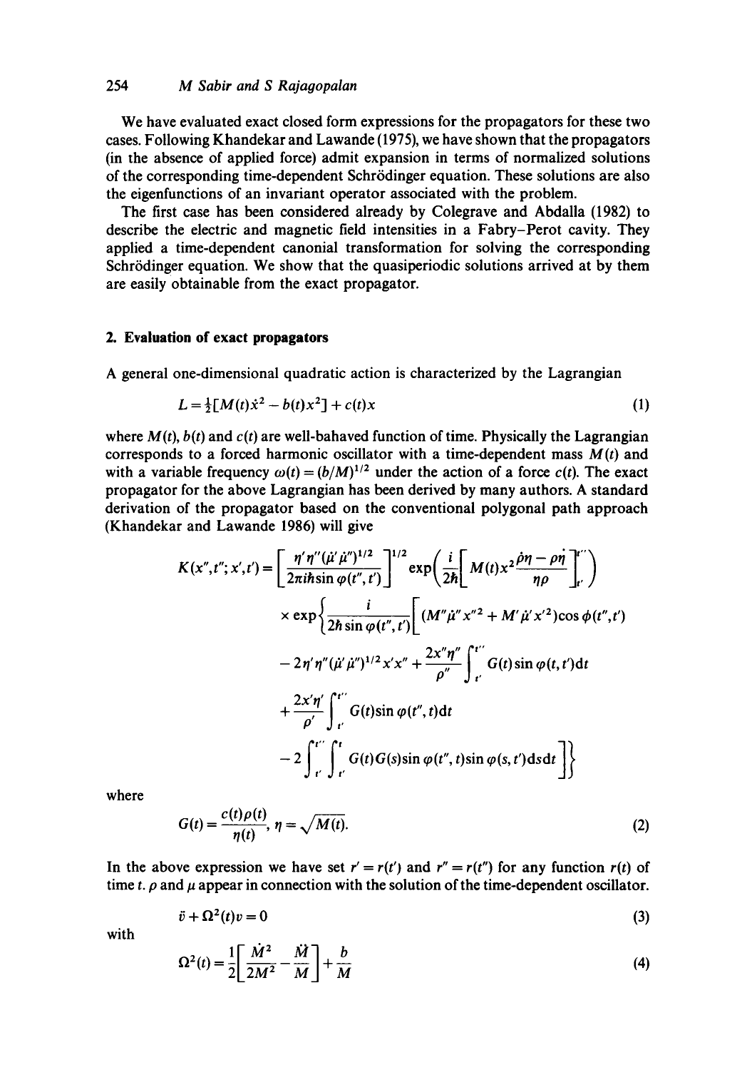We have evaluated exact closed form expressions for the propagators for these two cases. Following Khandekar and Lawande (1975), we have shown that the propagators (in the absence of applied force) admit expansion in terms of normalized solutions of the corresponding time-dependent Schrödinger equation. These solutions are also the eigenfunctions of an invariant operator associated with the problem.

The first case has been considered already by Colegrave and Abdalla (1982) to describe the electric and magnetic field intensities in a Fabry–Perot cavity. They applied a time-dependent canonial transformation for solving the corresponding Schrödinger equation. We show that the quasiperiodic solutions arrived at by them are easily obtainable from the exact propagator.

## 2. Evaluation of exact propagators

A general one-dimensional quadratic action is characterized by the Lagrangian

$$L = \tfrac{1}{2}[M(t)\dot{x}^2 - b(t)x^2] + c(t)x \tag{1}$$

where $M(t)$, $b(t)$ and $c(t)$ are well-bahaved function of time. Physically the Lagrangian corresponds to a forced harmonic oscillator with a time-dependent mass $M(t)$ and with a variable frequency $\omega(t) = (b/M)^{1/2}$ under the action of a force $c(t)$. The exact propagator for the above Lagrangian has been derived by many authors. A standard derivation of the propagator based on the conventional polygonal path approach (Khandekar and Lawande 1986) will give

$$
\begin{aligned}
K(x'',t'';x',t') = {} & \left[\frac{\eta'\eta''(\dot{\mu}'\dot{\mu}'')^{1/2}}{2\pi i\hbar \sin\varphi(t'',t')}\right]^{1/2} \exp\left(\frac{i}{2\hbar}\left[M(t)x^2\frac{\dot{\rho}\eta - \rho\dot{\eta}}{\eta\rho}\right]_{t'}^{t''}\right) \\
& \times \exp\left\{\frac{i}{2\hbar\sin\varphi(t'',t')}\left[(M''\dot{\mu}''x''^2 + M'\dot{\mu}'x'^2)\cos\phi(t'',t')\right.\right. \\
& - 2\eta'\eta''(\dot{\mu}'\dot{\mu}'')^{1/2}x'x'' + \frac{2x''\eta''}{\rho''}\int_{t'}^{t''} G(t)\sin\varphi(t,t')\mathrm{d}t \\
& + \frac{2x'\eta'}{\rho'}\int_{t'}^{t''} G(t)\sin\varphi(t'',t)\mathrm{d}t \\
& \left.\left. - 2\int_{t'}^{t''}\int_{t'}^{t} G(t)G(s)\sin\varphi(t'',t)\sin\varphi(s,t')\mathrm{d}s\mathrm{d}t\right]\right\}
\end{aligned}
$$

where

$$G(t) = \frac{c(t)\rho(t)}{\eta(t)},\ \eta = \sqrt{M(t)}. \tag{2}$$

In the above expression we have set $r' = r(t')$ and $r'' = r(t'')$ for any function $r(t)$ of time $t$. $\rho$ and $\mu$ appear in connection with the solution of the time-dependent oscillator.

$$\ddot{v} + \Omega^2(t)v = 0 \tag{3}$$

with

$$\Omega^2(t) = \frac{1}{2}\left[\frac{\dot{M}^2}{2M^2} - \frac{\ddot{M}}{M}\right] + \frac{b}{M} \tag{4}$$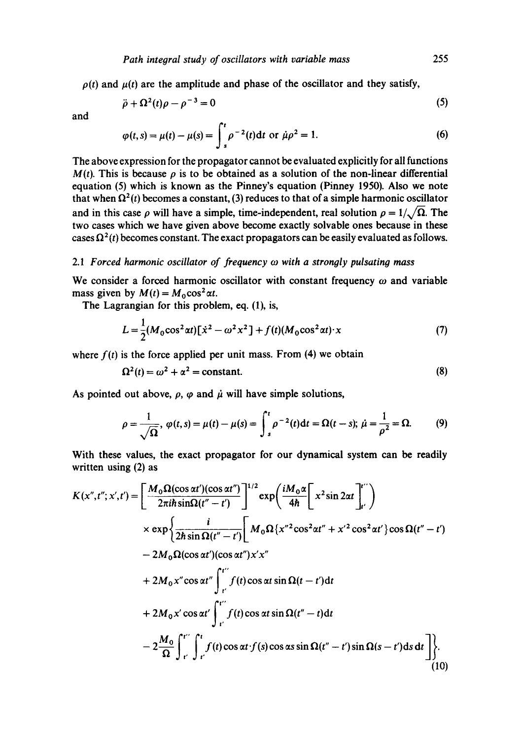$\rho(t)$ and $\mu(t)$ are the amplitude and phase of the oscillator and they satisfy,

$$\ddot{\rho} + \Omega^2(t)\rho - \rho^{-3} = 0 \tag{5}$$

and

$$\varphi(t,s) = \mu(t) - \mu(s) = \int_s^t \rho^{-2}(t)\mathrm{d}t \text{ or } \dot{\mu}\rho^2 = 1. \tag{6}$$

The above expression for the propagator cannot be evaluated explicitly for all functions $M(t)$. This is because $\rho$ is to be obtained as a solution of the non-linear differential equation (5) which is known as the Pinney's equation (Pinney 1950). Also we note that when $\Omega^2(t)$ becomes a constant, (3) reduces to that of a simple harmonic oscillator and in this case $\rho$ will have a simple, time-independent, real solution $\rho = 1/\sqrt{\Omega}$. The two cases which we have given above become exactly solvable ones because in these cases $\Omega^2(t)$ becomes constant. The exact propagators can be easily evaluated as follows.

### 2.1 *Forced harmonic oscillator of frequency $\omega$ with a strongly pulsating mass*

We consider a forced harmonic oscillator with constant frequency $\omega$ and variable mass given by $M(t) = M_0 \cos^2 \alpha t$.

The Lagrangian for this problem, eq. (1), is,

$$L = \frac{1}{2}(M_0 \cos^2 \alpha t)[\dot{x}^2 - \omega^2 x^2] + f(t)(M_0 \cos^2 \alpha t)\cdot x \tag{7}$$

where $f(t)$ is the force applied per unit mass. From (4) we obtain

$$\Omega^2(t) = \omega^2 + \alpha^2 = \text{constant}. \tag{8}$$

As pointed out above, $\rho$, $\varphi$ and $\dot{\mu}$ will have simple solutions,

$$\rho = \frac{1}{\sqrt{\Omega}},\ \varphi(t,s) = \mu(t) - \mu(s) = \int_s^t \rho^{-2}(t)\mathrm{d}t = \Omega(t-s);\ \dot{\mu} = \frac{1}{\rho^2} = \Omega. \tag{9}$$

With these values, the exact propagator for our dynamical system can be readily written using (2) as

$$\begin{aligned}
K(x'',t'';x',t') = {} & \left[\frac{M_0 \Omega (\cos \alpha t')(\cos \alpha t'')}{2\pi i \hbar \sin \Omega (t''-t')}\right]^{1/2} \exp\left(\frac{i M_0 \alpha}{4\hbar}\left[x^2 \sin 2\alpha t\right]_{t'}^{t''}\right) \\
& \times \exp\left\{\frac{i}{2\hbar \sin \Omega(t''-t')}\left[M_0 \Omega \{x''^2 \cos^2 \alpha t'' + x'^2 \cos^2 \alpha t'\}\cos \Omega(t''-t')\right.\right. \\
& - 2M_0 \Omega (\cos \alpha t')(\cos \alpha t'') x' x'' \\
& + 2M_0 x'' \cos \alpha t'' \int_{t'}^{t''} f(t) \cos \alpha t \sin \Omega (t - t')\mathrm{d}t \\
& + 2M_0 x' \cos \alpha t' \int_{t'}^{t''} f(t) \cos \alpha t \sin \Omega (t'' - t)\mathrm{d}t \\
& \left.\left. - 2\frac{M_0}{\Omega}\int_{t'}^{t''}\int_{t'}^{t} f(t)\cos \alpha t \cdot f(s) \cos \alpha s \sin \Omega (t''-t') \sin \Omega (s - t')\mathrm{d}s\,\mathrm{d}t\right]\right\}.
\end{aligned} \tag{10}$$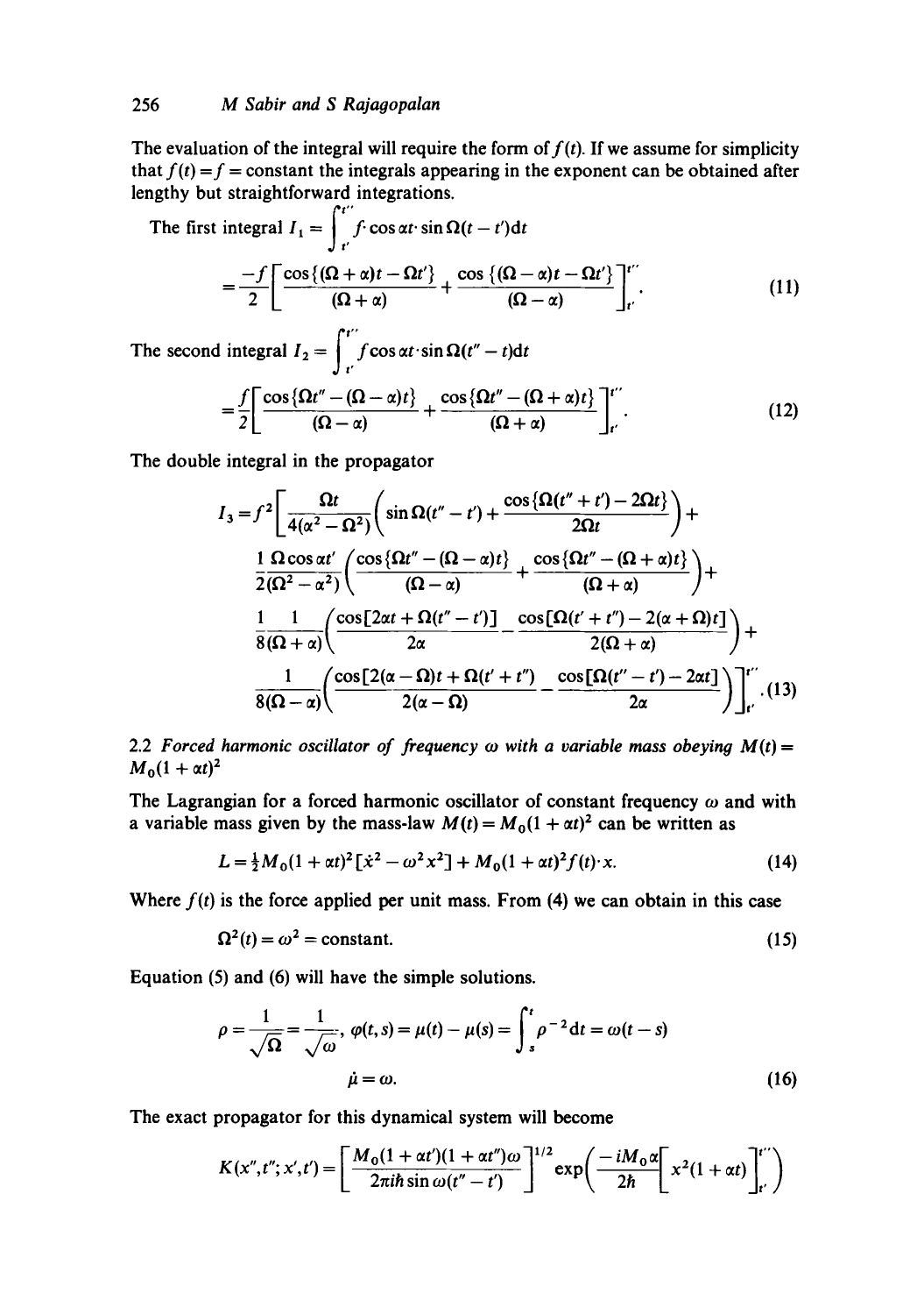The evaluation of the integral will require the form of $f(t)$. If we assume for simplicity that $f(t) = f$ = constant the integrals appearing in the exponent can be obtained after lengthy but straightforward integrations.

The first integral $I_1 = \int_{t'}^{t''} f \cdot \cos \alpha t \cdot \sin \Omega(t - t') \mathrm{d}t$

$$= \frac{-f}{2}\left[\frac{\cos\{(\Omega+\alpha)t - \Omega t'\}}{(\Omega+\alpha)} + \frac{\cos\{(\Omega-\alpha)t - \Omega t'\}}{(\Omega-\alpha)}\right]_{t'}^{t''}. \tag{11}$$

The second integral $I_2 = \int_{t'}^{t''} f \cos \alpha t \cdot \sin \Omega(t'' - t) \mathrm{d}t$

$$= \frac{f}{2}\left[\frac{\cos\{\Omega t'' - (\Omega-\alpha)t\}}{(\Omega-\alpha)} + \frac{\cos\{\Omega t'' - (\Omega+\alpha)t\}}{(\Omega+\alpha)}\right]_{t'}^{t''}. \tag{12}$$

The double integral in the propagator

$$\begin{aligned}
I_3 = f^2 \Bigg[ & \frac{\Omega t}{4(\alpha^2 - \Omega^2)}\left(\sin \Omega(t'' - t') + \frac{\cos\{\Omega(t''+t') - 2\Omega t\}}{2\Omega t}\right) + \\
& \frac{1}{2}\frac{\Omega \cos \alpha t'}{(\Omega^2 - \alpha^2)}\left(\frac{\cos\{\Omega t'' - (\Omega-\alpha)t\}}{(\Omega-\alpha)} + \frac{\cos\{\Omega t'' - (\Omega+\alpha)t\}}{(\Omega+\alpha)}\right) + \\
& \frac{1}{8}\frac{1}{(\Omega+\alpha)}\left(\frac{\cos[2\alpha t + \Omega(t''-t')]}{2\alpha} - \frac{\cos[\Omega(t'+t'') - 2(\alpha+\Omega)t]}{2(\Omega+\alpha)}\right) + \\
& \frac{1}{8(\Omega-\alpha)}\left(\frac{\cos[2(\alpha-\Omega)t + \Omega(t'+t'')}{2(\alpha-\Omega)} - \frac{\cos[\Omega(t''-t') - 2\alpha t]}{2\alpha}\right)\Bigg]_{t'}^{t''}.
\end{aligned} \tag{13}$$

### 2.2 *Forced harmonic oscillator of frequency $\omega$ with a variable mass obeying $M(t) = M_0(1+\alpha t)^2$*

The Lagrangian for a forced harmonic oscillator of constant frequency $\omega$ and with a variable mass given by the mass-law $M(t) = M_0(1+\alpha t)^2$ can be written as

$$L = \tfrac{1}{2}M_0(1+\alpha t)^2[\dot{x}^2 - \omega^2 x^2] + M_0(1+\alpha t)^2 f(t) \cdot x. \tag{14}$$

Where $f(t)$ is the force applied per unit mass. From (4) we can obtain in this case

$$\Omega^2(t) = \omega^2 = \text{constant}. \tag{15}$$

Equation (5) and (6) will have the simple solutions.

$$\rho = \frac{1}{\sqrt{\Omega}} = \frac{1}{\sqrt{\omega}}, \; \varphi(t,s) = \mu(t) - \mu(s) = \int_s^t \rho^{-2} \mathrm{d}t = \omega(t-s)$$

$$\dot{\mu} = \omega. \tag{16}$$

The exact propagator for this dynamical system will become

$$K(x'',t'';x',t') = \left[\frac{M_0(1+\alpha t')(1+\alpha t'')\omega}{2\pi i\hbar \sin \omega(t''-t')}\right]^{1/2} \exp\left(\frac{-iM_0\alpha}{2\hbar}\left[x^2(1+\alpha t)\right]_{t'}^{t''}\right)$$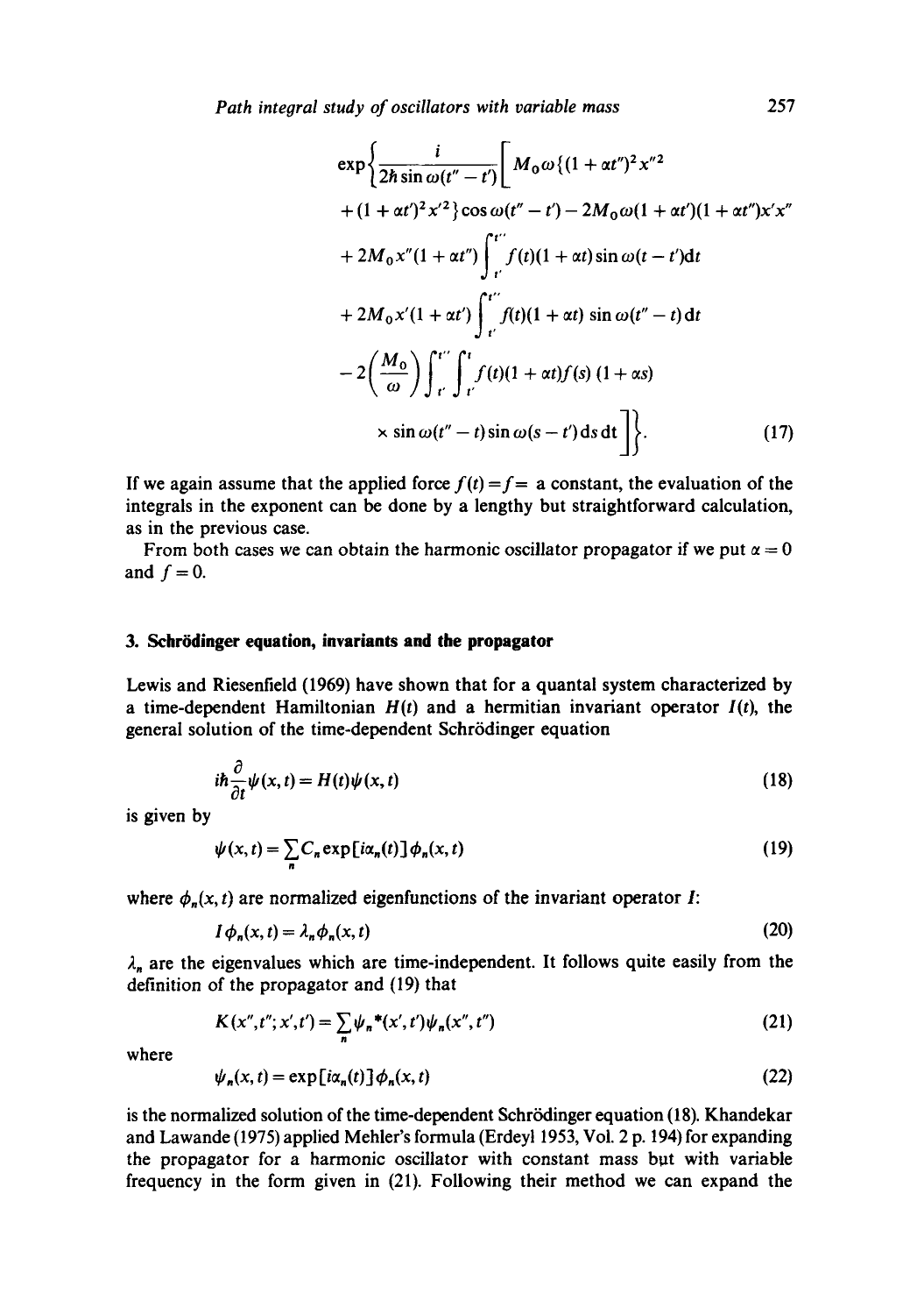$$
\exp\left\{\frac{i}{2\hbar\sin\omega(t''-t')}\left[M_0\omega\{(1+\alpha t'')^2x''^2\right.\right.
$$

$$
+(1+\alpha t')^2x'^2\}\cos\omega(t''-t')-2M_0\omega(1+\alpha t')(1+\alpha t'')x'x''
$$

$$
+2M_0x''(1+\alpha t'')\int_{t'}^{t''}f(t)(1+\alpha t)\sin\omega(t-t')\mathrm{d}t
$$

$$
+2M_0x'(1+\alpha t')\int_{t'}^{t''}f(t)(1+\alpha t)\sin\omega(t''-t)\mathrm{d}t
$$

$$
-2\left(\frac{M_0}{\omega}\right)\int_{t'}^{t''}\int_{t'}^{t}f(t)(1+\alpha t)f(s)(1+\alpha s)
$$

$$
\left.\left.\times\sin\omega(t''-t)\sin\omega(s-t')\mathrm{d}s\,\mathrm{d}t\right]\right\}. \tag{17}
$$

If we again assume that the applied force $f(t)=f=$ a constant, the evaluation of the integrals in the exponent can be done by a lengthy but straightforward calculation, as in the previous case.

From both cases we can obtain the harmonic oscillator propagator if we put $\alpha=0$ and $f=0$.

## 3. Schrödinger equation, invariants and the propagator

Lewis and Riesenfield (1969) have shown that for a quantal system characterized by a time-dependent Hamiltonian $H(t)$ and a hermitian invariant operator $I(t)$, the general solution of the time-dependent Schrödinger equation

$$
i\hbar\frac{\partial}{\partial t}\psi(x,t)=H(t)\psi(x,t) \tag{18}
$$

is given by

$$
\psi(x,t)=\sum_n C_n\exp[i\alpha_n(t)]\phi_n(x,t) \tag{19}
$$

where $\phi_n(x,t)$ are normalized eigenfunctions of the invariant operator $I$:

$$
I\phi_n(x,t)=\lambda_n\phi_n(x,t) \tag{20}
$$

$\lambda_n$ are the eigenvalues which are time-independent. It follows quite easily from the definition of the propagator and (19) that

$$
K(x'',t'';x',t')=\sum_n\psi_n{}^*(x',t')\psi_n(x'',t'') \tag{21}
$$

where

$$
\psi_n(x,t)=\exp[i\alpha_n(t)]\phi_n(x,t) \tag{22}
$$

is the normalized solution of the time-dependent Schrödinger equation (18). Khandekar and Lawande (1975) applied Mehler's formula (Erdeyl 1953, Vol. 2 p. 194) for expanding the propagator for a harmonic oscillator with constant mass but with variable frequency in the form given in (21). Following their method we can expand the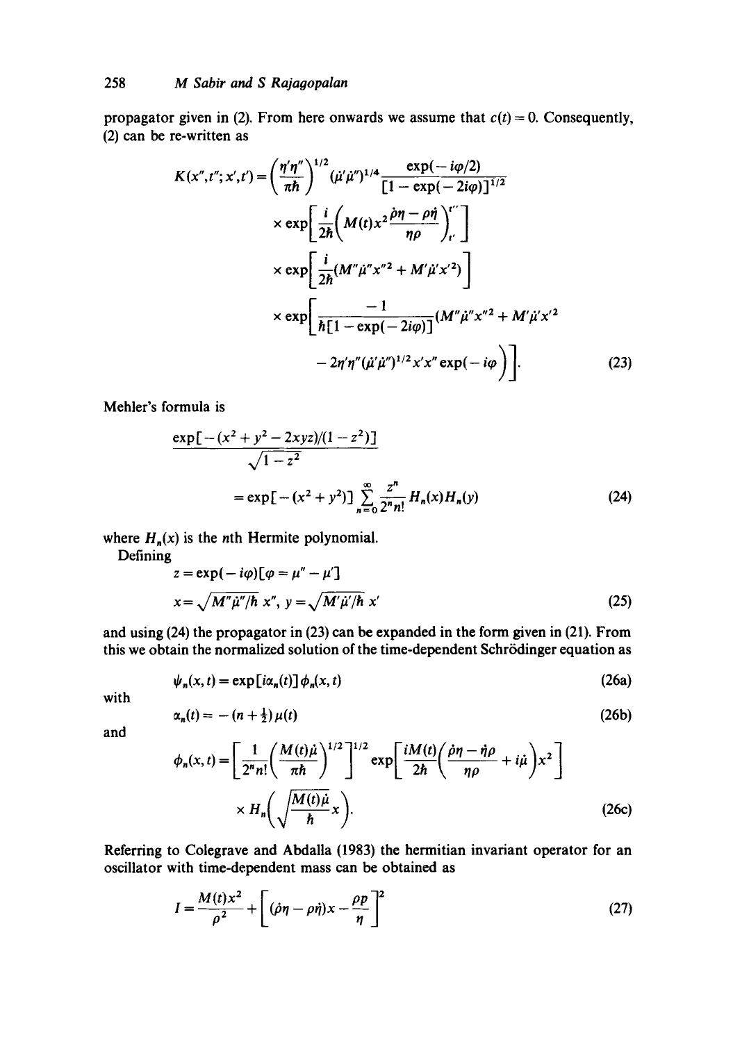propagator given in (2). From here onwards we assume that $c(t) = 0$. Consequently, (2) can be re-written as

$$K(x'',t'';x',t') = \left(\frac{\eta'\eta''}{\pi\hbar}\right)^{1/2} (\dot{\mu}'\dot{\mu}'')^{1/4} \frac{\exp(-i\varphi/2)}{[1-\exp(-2i\varphi)]^{1/2}}$$
$$\times \exp\left[\frac{i}{2\hbar}\left(M(t)x^2 \frac{\dot{\rho}\eta - \rho\dot{\eta}}{\eta\rho}\right)_{t'}^{t''}\right]$$
$$\times \exp\left[\frac{i}{2\hbar}(M''\dot{\mu}''x''^2 + M'\dot{\mu}'x'^2)\right]$$
$$\times \exp\left[\frac{-1}{\hbar[1-\exp(-2i\varphi)]}\left(M''\dot{\mu}''x''^2 + M'\dot{\mu}'x'^2 - 2\eta'\eta''(\dot{\mu}'\dot{\mu}'')^{1/2}x'x''\exp(-i\varphi)\right)\right]. \tag{23}$$

Mehler's formula is

$$\frac{\exp[-(x^2+y^2-2xyz)/(1-z^2)]}{\sqrt{1-z^2}} = \exp[-(x^2+y^2)] \sum_{n=0}^{\infty} \frac{z^n}{2^n n!} H_n(x)H_n(y) \tag{24}$$

where $H_n(x)$ is the $n$th Hermite polynomial.

Defining

$$z = \exp(-i\varphi)[\varphi = \mu'' - \mu']$$
$$x = \sqrt{M''\dot{\mu}''/\hbar}\, x'', \quad y = \sqrt{M'\dot{\mu}'/\hbar}\, x' \tag{25}$$

and using (24) the propagator in (23) can be expanded in the form given in (21). From this we obtain the normalized solution of the time-dependent Schrödinger equation as

$$\psi_n(x,t) = \exp[i\alpha_n(t)]\,\phi_n(x,t) \tag{26a}$$

with

$$\alpha_n(t) = -(n+\tfrac{1}{2})\mu(t) \tag{26b}$$

and

$$\phi_n(x,t) = \left[\frac{1}{2^n n!}\left(\frac{M(t)\dot{\mu}}{\pi\hbar}\right)^{1/2}\right]^{1/2} \exp\left[\frac{iM(t)}{2\hbar}\left(\frac{\dot{\rho}\eta - \dot{\eta}\rho}{\eta\rho} + i\dot{\mu}\right)x^2\right]$$
$$\times H_n\left(\sqrt{\frac{M(t)\dot{\mu}}{\hbar}}\,x\right). \tag{26c}$$

Referring to Colegrave and Abdalla (1983) the hermitian invariant operator for an oscillator with time-dependent mass can be obtained as

$$I = \frac{M(t)x^2}{\rho^2} + \left[(\dot{\rho}\eta - \rho\dot{\eta})x - \frac{\rho p}{\eta}\right]^2 \tag{27}$$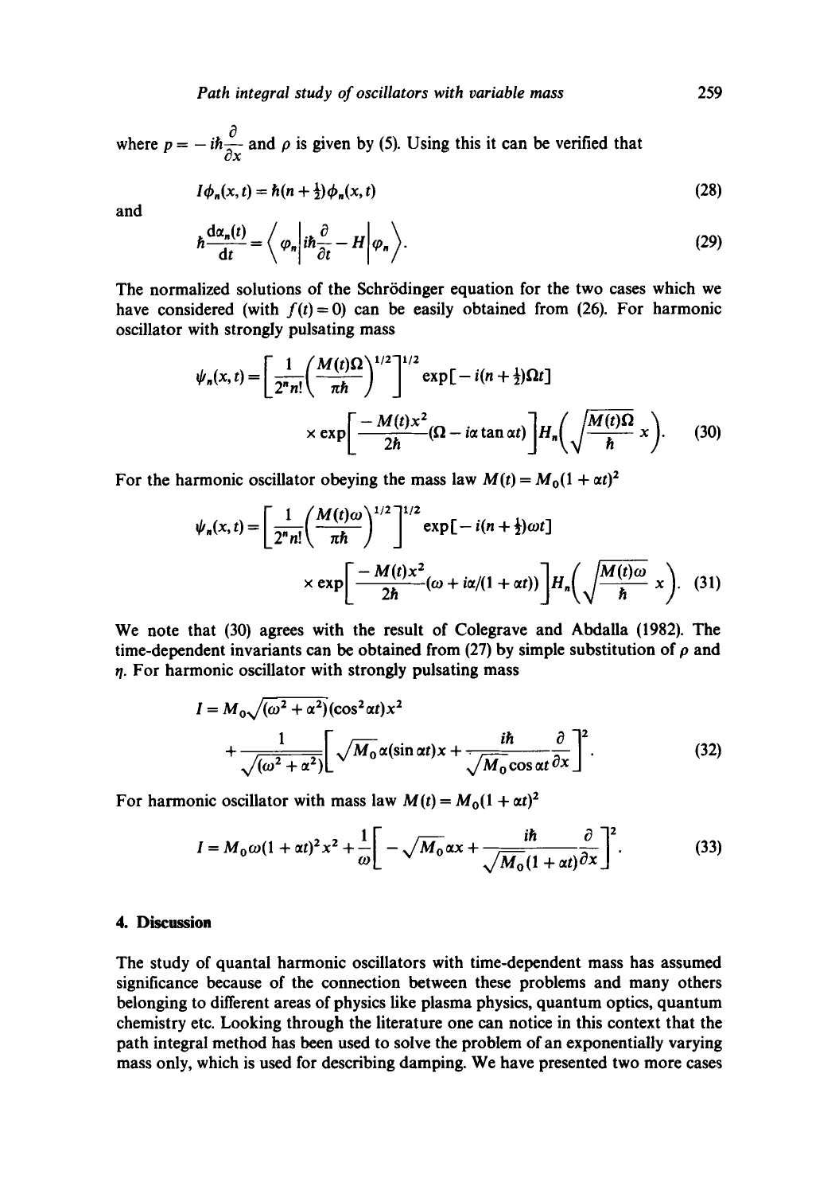where $p = -i\hbar\frac{\partial}{\partial x}$ and $\rho$ is given by (5). Using this it can be verified that

$$I\phi_n(x,t) = \hbar(n+\tfrac{1}{2})\phi_n(x,t) \tag{28}$$

and

$$\hbar\frac{\mathrm{d}\alpha_n(t)}{\mathrm{d}t} = \left\langle \varphi_n \middle| i\hbar\frac{\partial}{\partial t} - H \middle| \varphi_n \right\rangle. \tag{29}$$

The normalized solutions of the Schrödinger equation for the two cases which we have considered (with $f(t) = 0$) can be easily obtained from (26). For harmonic oscillator with strongly pulsating mass

$$\psi_n(x,t) = \left[\frac{1}{2^n n!}\left(\frac{M(t)\Omega}{\pi\hbar}\right)^{1/2}\right]^{1/2} \exp[-i(n+\tfrac{1}{2})\Omega t] \times \exp\left[\frac{-M(t)x^2}{2\hbar}(\Omega - i\alpha\tan\alpha t)\right] H_n\left(\sqrt{\frac{M(t)\Omega}{\hbar}}\,x\right). \tag{30}$$

For the harmonic oscillator obeying the mass law $M(t) = M_0(1+\alpha t)^2$

$$\psi_n(x,t) = \left[\frac{1}{2^n n!}\left(\frac{M(t)\omega}{\pi\hbar}\right)^{1/2}\right]^{1/2} \exp[-i(n+\tfrac{1}{2})\omega t] \times \exp\left[\frac{-M(t)x^2}{2\hbar}(\omega + i\alpha/(1+\alpha t))\right] H_n\left(\sqrt{\frac{M(t)\omega}{\hbar}}\,x\right). \tag{31}$$

We note that (30) agrees with the result of Colegrave and Abdalla (1982). The time-dependent invariants can be obtained from (27) by simple substitution of $\rho$ and $\eta$. For harmonic oscillator with strongly pulsating mass

$$I = M_0\sqrt{(\omega^2+\alpha^2)}(\cos^2\alpha t)x^2 + \frac{1}{\sqrt{(\omega^2+\alpha^2)}}\left[\sqrt{M_0}\,\alpha(\sin\alpha t)x + \frac{i\hbar}{\sqrt{M_0}\cos\alpha t}\frac{\partial}{\partial x}\right]^2. \tag{32}$$

For harmonic oscillator with mass law $M(t) = M_0(1+\alpha t)^2$

$$I = M_0\omega(1+\alpha t)^2x^2 + \frac{1}{\omega}\left[-\sqrt{M_0}\,\alpha x + \frac{i\hbar}{\sqrt{M_0}(1+\alpha t)}\frac{\partial}{\partial x}\right]^2. \tag{33}$$

## 4. Discussion

The study of quantal harmonic oscillators with time-dependent mass has assumed significance because of the connection between these problems and many others belonging to different areas of physics like plasma physics, quantum optics, quantum chemistry etc. Looking through the literature one can notice in this context that the path integral method has been used to solve the problem of an exponentially varying mass only, which is used for describing damping. We have presented two more cases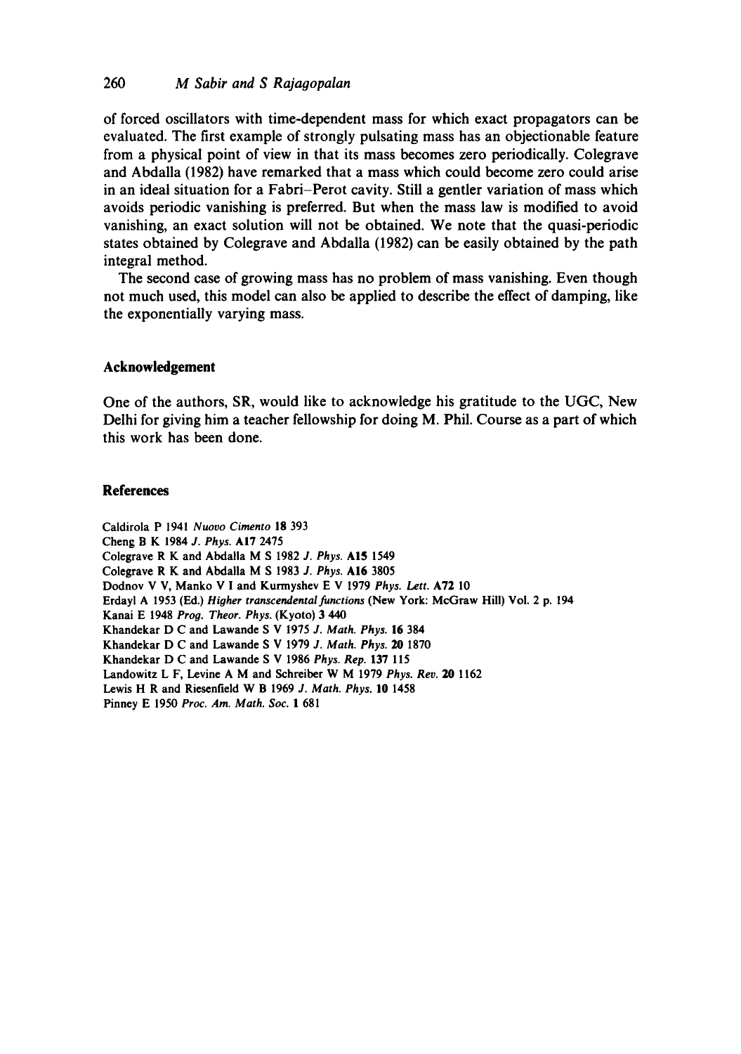of forced oscillators with time-dependent mass for which exact propagators can be evaluated. The first example of strongly pulsating mass has an objectionable feature from a physical point of view in that its mass becomes zero periodically. Colegrave and Abdalla (1982) have remarked that a mass which could become zero could arise in an ideal situation for a Fabri–Perot cavity. Still a gentler variation of mass which avoids periodic vanishing is preferred. But when the mass law is modified to avoid vanishing, an exact solution will not be obtained. We note that the quasi-periodic states obtained by Colegrave and Abdalla (1982) can be easily obtained by the path integral method.

The second case of growing mass has no problem of mass vanishing. Even though not much used, this model can also be applied to describe the effect of damping, like the exponentially varying mass.

## Acknowledgement

One of the authors, SR, would like to acknowledge his gratitude to the UGC, New Delhi for giving him a teacher fellowship for doing M. Phil. Course as a part of which this work has been done.

## References

Caldirola P 1941 *Nuovo Cimento* **18** 393
Cheng B K 1984 *J. Phys.* **A17** 2475
Colegrave R K and Abdalla M S 1982 *J. Phys.* **A15** 1549
Colegrave R K and Abdalla M S 1983 *J. Phys.* **A16** 3805
Dodnov V V, Manko V I and Kurmyshev E V 1979 *Phys. Lett.* **A72** 10
Erdayl A 1953 (Ed.) *Higher transcendental functions* (New York: McGraw Hill) Vol. 2 p. 194
Kanai E 1948 *Prog. Theor. Phys.* (Kyoto) **3** 440
Khandekar D C and Lawande S V 1975 *J. Math. Phys.* **16** 384
Khandekar D C and Lawande S V 1979 *J. Math. Phys.* **20** 1870
Khandekar D C and Lawande S V 1986 *Phys. Rep.* **137** 115
Landowitz L F, Levine A M and Schreiber W M 1979 *Phys. Rev.* **20** 1162
Lewis H R and Riesenfield W B 1969 *J. Math. Phys.* **10** 1458
Pinney E 1950 *Proc. Am. Math. Soc.* **1** 681